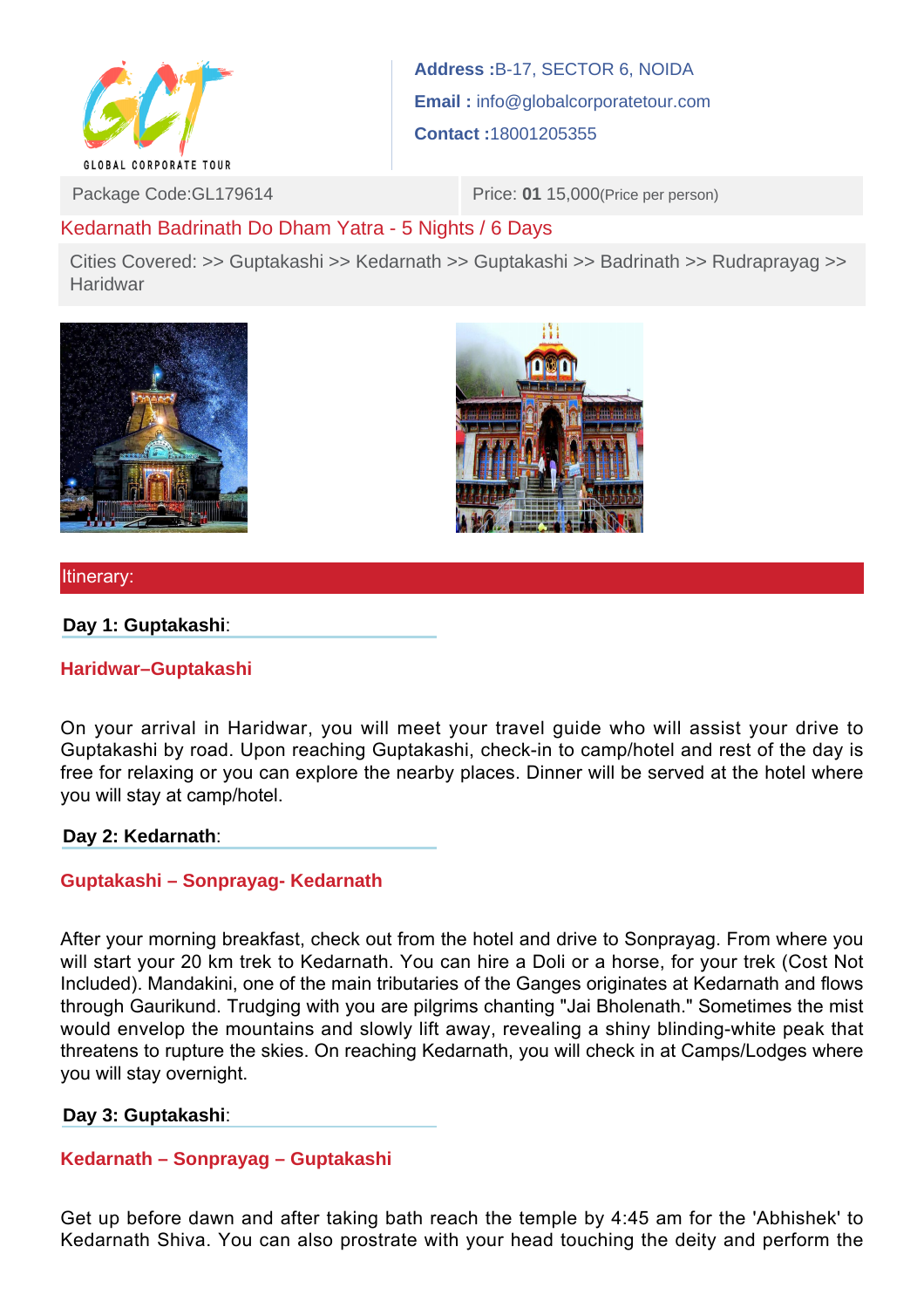GLOBAL CORPORATE TOUR

**Address :**B-17, SECTOR 6, NOIDA

**Email :** info@globalcorporatetour.com

**Contact :**18001205355

| Package Code:GL179614 | Price: **01** 15,000(Price per person) |
|---|---|

## Kedarnath Badrinath Do Dham Yatra - 5 Nights / 6 Days

Cities Covered: >> Guptakashi >> Kedarnath >> Guptakashi >> Badrinath >> Rudraprayag >> Haridwar

## Itinerary:

**Day 1: Guptakashi**:

### Haridwar–Guptakashi

On your arrival in Haridwar, you will meet your travel guide who will assist your drive to Guptakashi by road. Upon reaching Guptakashi, check-in to camp/hotel and rest of the day is free for relaxing or you can explore the nearby places. Dinner will be served at the hotel where you will stay at camp/hotel.

**Day 2: Kedarnath**:

### Guptakashi – Sonprayag- Kedarnath

After your morning breakfast, check out from the hotel and drive to Sonprayag. From where you will start your 20 km trek to Kedarnath. You can hire a Doli or a horse, for your trek (Cost Not Included). Mandakini, one of the main tributaries of the Ganges originates at Kedarnath and flows through Gaurikund. Trudging with you are pilgrims chanting "Jai Bholenath." Sometimes the mist would envelop the mountains and slowly lift away, revealing a shiny blinding-white peak that threatens to rupture the skies. On reaching Kedarnath, you will check in at Camps/Lodges where you will stay overnight.

**Day 3: Guptakashi**:

### Kedarnath – Sonprayag – Guptakashi

Get up before dawn and after taking bath reach the temple by 4:45 am for the 'Abhishek' to Kedarnath Shiva. You can also prostrate with your head touching the deity and perform the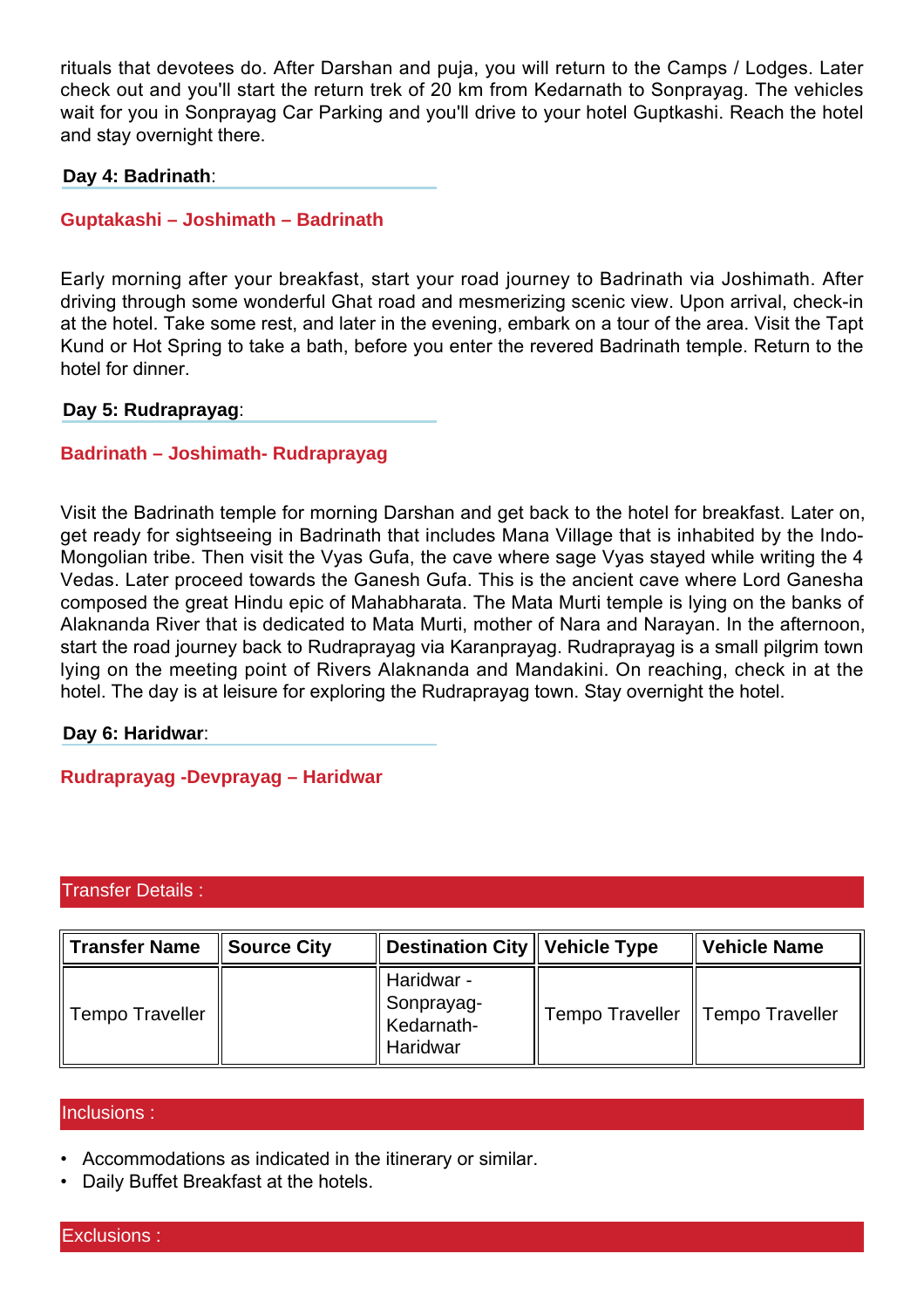rituals that devotees do. After Darshan and puja, you will return to the Camps / Lodges. Later check out and you'll start the return trek of 20 km from Kedarnath to Sonprayag. The vehicles wait for you in Sonprayag Car Parking and you'll drive to your hotel Guptkashi. Reach the hotel and stay overnight there.

**Day 4: Badrinath**:

**Guptakashi – Joshimath – Badrinath**

Early morning after your breakfast, start your road journey to Badrinath via Joshimath. After driving through some wonderful Ghat road and mesmerizing scenic view. Upon arrival, check-in at the hotel. Take some rest, and later in the evening, embark on a tour of the area. Visit the Tapt Kund or Hot Spring to take a bath, before you enter the revered Badrinath temple. Return to the hotel for dinner.

**Day 5: Rudraprayag**:

**Badrinath – Joshimath- Rudraprayag**

Visit the Badrinath temple for morning Darshan and get back to the hotel for breakfast. Later on, get ready for sightseeing in Badrinath that includes Mana Village that is inhabited by the Indo-Mongolian tribe. Then visit the Vyas Gufa, the cave where sage Vyas stayed while writing the 4 Vedas. Later proceed towards the Ganesh Gufa. This is the ancient cave where Lord Ganesha composed the great Hindu epic of Mahabharata. The Mata Murti temple is lying on the banks of Alaknanda River that is dedicated to Mata Murti, mother of Nara and Narayan. In the afternoon, start the road journey back to Rudraprayag via Karanprayag. Rudraprayag is a small pilgrim town lying on the meeting point of Rivers Alaknanda and Mandakini. On reaching, check in at the hotel. The day is at leisure for exploring the Rudraprayag town. Stay overnight the hotel.

**Day 6: Haridwar**:

**Rudraprayag -Devprayag – Haridwar**

## Transfer Details :

| Transfer Name | Source City | Destination City | Vehicle Type | Vehicle Name |
|---|---|---|---|---|
| Tempo Traveller | | Haridwar - Sonprayag-Kedarnath-Haridwar | Tempo Traveller | Tempo Traveller |

## Inclusions :

- Accommodations as indicated in the itinerary or similar.
- Daily Buffet Breakfast at the hotels.

## Exclusions :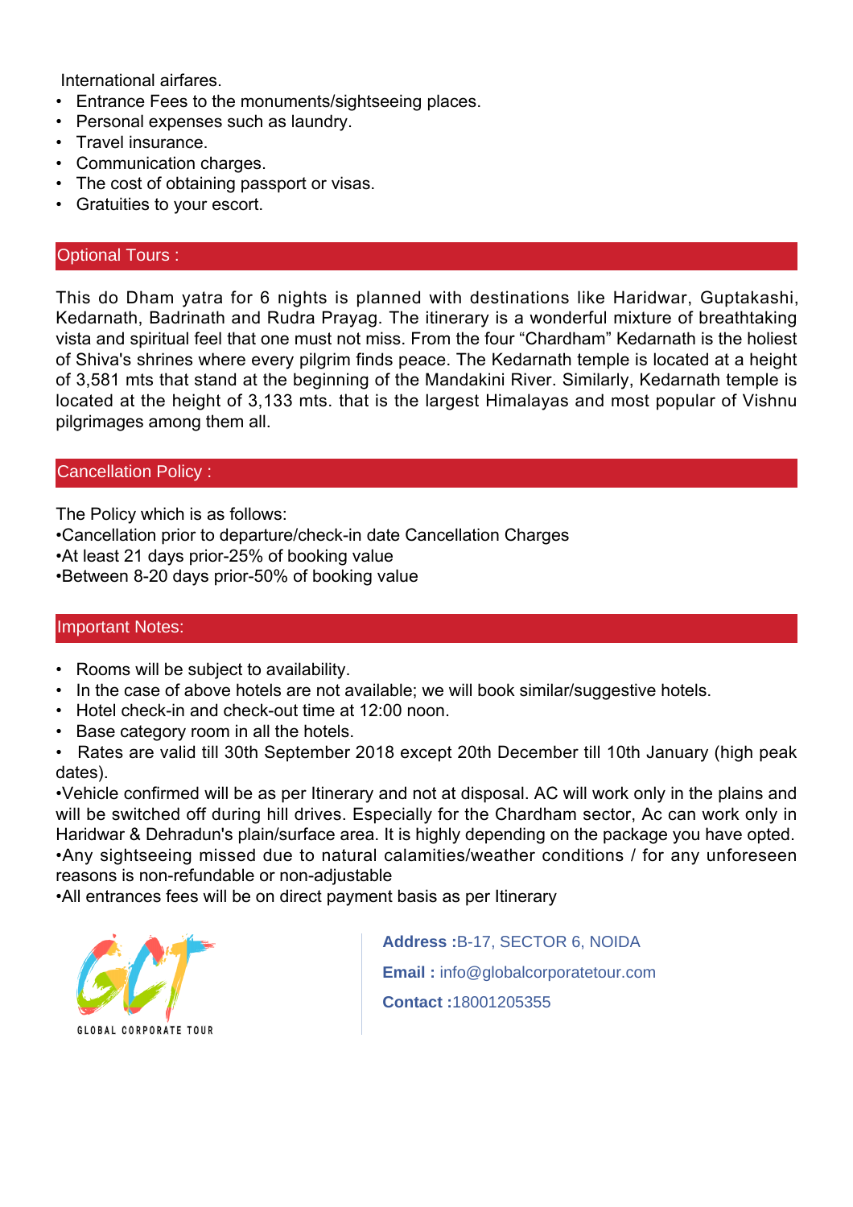International airfares.

- Entrance Fees to the monuments/sightseeing places.
- Personal expenses such as laundry.
- Travel insurance.
- Communication charges.
- The cost of obtaining passport or visas.
- Gratuities to your escort.

## Optional Tours :

This do Dham yatra for 6 nights is planned with destinations like Haridwar, Guptakashi, Kedarnath, Badrinath and Rudra Prayag. The itinerary is a wonderful mixture of breathtaking vista and spiritual feel that one must not miss. From the four "Chardham" Kedarnath is the holiest of Shiva's shrines where every pilgrim finds peace. The Kedarnath temple is located at a height of 3,581 mts that stand at the beginning of the Mandakini River. Similarly, Kedarnath temple is located at the height of 3,133 mts. that is the largest Himalayas and most popular of Vishnu pilgrimages among them all.

## Cancellation Policy :

The Policy which is as follows:

•Cancellation prior to departure/check-in date Cancellation Charges
•At least 21 days prior-25% of booking value
•Between 8-20 days prior-50% of booking value

## Important Notes:

- Rooms will be subject to availability.
- In the case of above hotels are not available; we will book similar/suggestive hotels.
- Hotel check-in and check-out time at 12:00 noon.
- Base category room in all the hotels.
- Rates are valid till 30th September 2018 except 20th December till 10th January (high peak dates).

•Vehicle confirmed will be as per Itinerary and not at disposal. AC will work only in the plains and will be switched off during hill drives. Especially for the Chardham sector, Ac can work only in Haridwar & Dehradun's plain/surface area. It is highly depending on the package you have opted.
•Any sightseeing missed due to natural calamities/weather conditions / for any unforeseen reasons is non-refundable or non-adjustable
•All entrances fees will be on direct payment basis as per Itinerary

GLOBAL CORPORATE TOUR

**Address :**B-17, SECTOR 6, NOIDA

**Email :** info@globalcorporatetour.com

**Contact :**18001205355